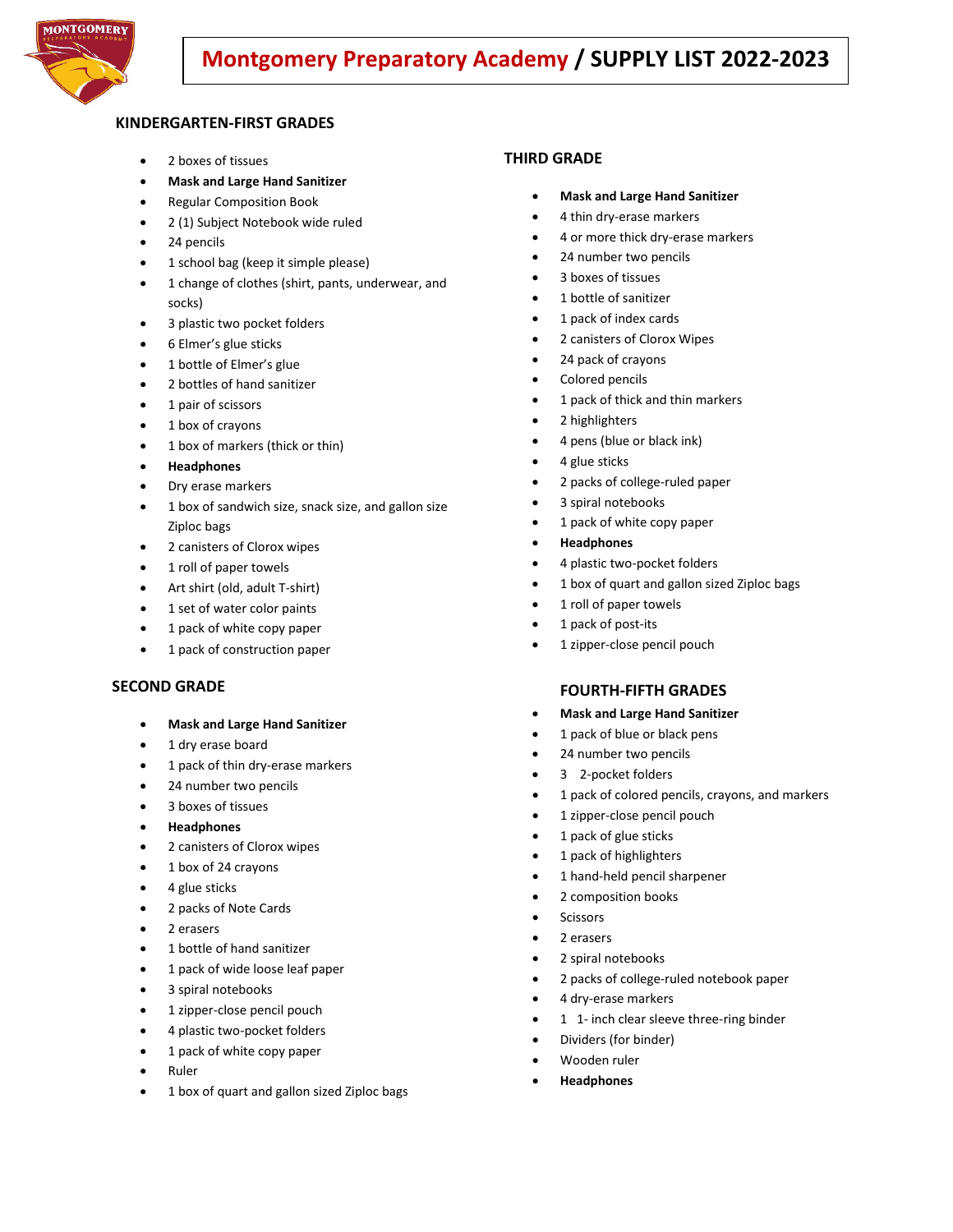# Montgomery Preparatory Academy / SUPPLY LIST 2022-2023

## KINDERGARTEN-FIRST GRADES

- 2 boxes of tissues
- **Mask and Large Hand Sanitizer**
- Regular Composition Book
- 2 (1) Subject Notebook wide ruled
- 24 pencils
- 1 school bag (keep it simple please)
- 1 change of clothes (shirt, pants, underwear, and socks)
- 3 plastic two pocket folders
- 6 Elmer's glue sticks
- 1 bottle of Elmer's glue
- 2 bottles of hand sanitizer
- 1 pair of scissors
- 1 box of crayons
- 1 box of markers (thick or thin)
- **Headphones**
- Dry erase markers
- 1 box of sandwich size, snack size, and gallon size Ziploc bags
- 2 canisters of Clorox wipes
- 1 roll of paper towels
- Art shirt (old, adult T-shirt)
- 1 set of water color paints
- 1 pack of white copy paper
- 1 pack of construction paper

## SECOND GRADE

- **Mask and Large Hand Sanitizer**
- 1 dry erase board
- 1 pack of thin dry-erase markers
- 24 number two pencils
- 3 boxes of tissues
- **Headphones**
- 2 canisters of Clorox wipes
- 1 box of 24 crayons
- 4 glue sticks
- 2 packs of Note Cards
- 2 erasers
- 1 bottle of hand sanitizer
- 1 pack of wide loose leaf paper
- 3 spiral notebooks
- 1 zipper-close pencil pouch
- 4 plastic two-pocket folders
- 1 pack of white copy paper
- Ruler
- 1 box of quart and gallon sized Ziploc bags

## THIRD GRADE

- **Mask and Large Hand Sanitizer**
- 4 thin dry-erase markers
- 4 or more thick dry-erase markers
- 24 number two pencils
- 3 boxes of tissues
- 1 bottle of sanitizer
- 1 pack of index cards
- 2 canisters of Clorox Wipes
- 24 pack of crayons
- Colored pencils
- 1 pack of thick and thin markers
- 2 highlighters
- 4 pens (blue or black ink)
- 4 glue sticks
- 2 packs of college-ruled paper
- 3 spiral notebooks
- 1 pack of white copy paper
- **Headphones**
- 4 plastic two-pocket folders
- 1 box of quart and gallon sized Ziploc bags
- 1 roll of paper towels
- 1 pack of post-its
- 1 zipper-close pencil pouch

## FOURTH-FIFTH GRADES

- **Mask and Large Hand Sanitizer**
- 1 pack of blue or black pens
- 24 number two pencils
- 3 2-pocket folders
- 1 pack of colored pencils, crayons, and markers
- 1 zipper-close pencil pouch
- 1 pack of glue sticks
- 1 pack of highlighters
- 1 hand-held pencil sharpener
- 2 composition books
- Scissors
- 2 erasers
- 2 spiral notebooks
- 2 packs of college-ruled notebook paper
- 4 dry-erase markers
- 1 1- inch clear sleeve three-ring binder
- Dividers (for binder)
- Wooden ruler
- **Headphones**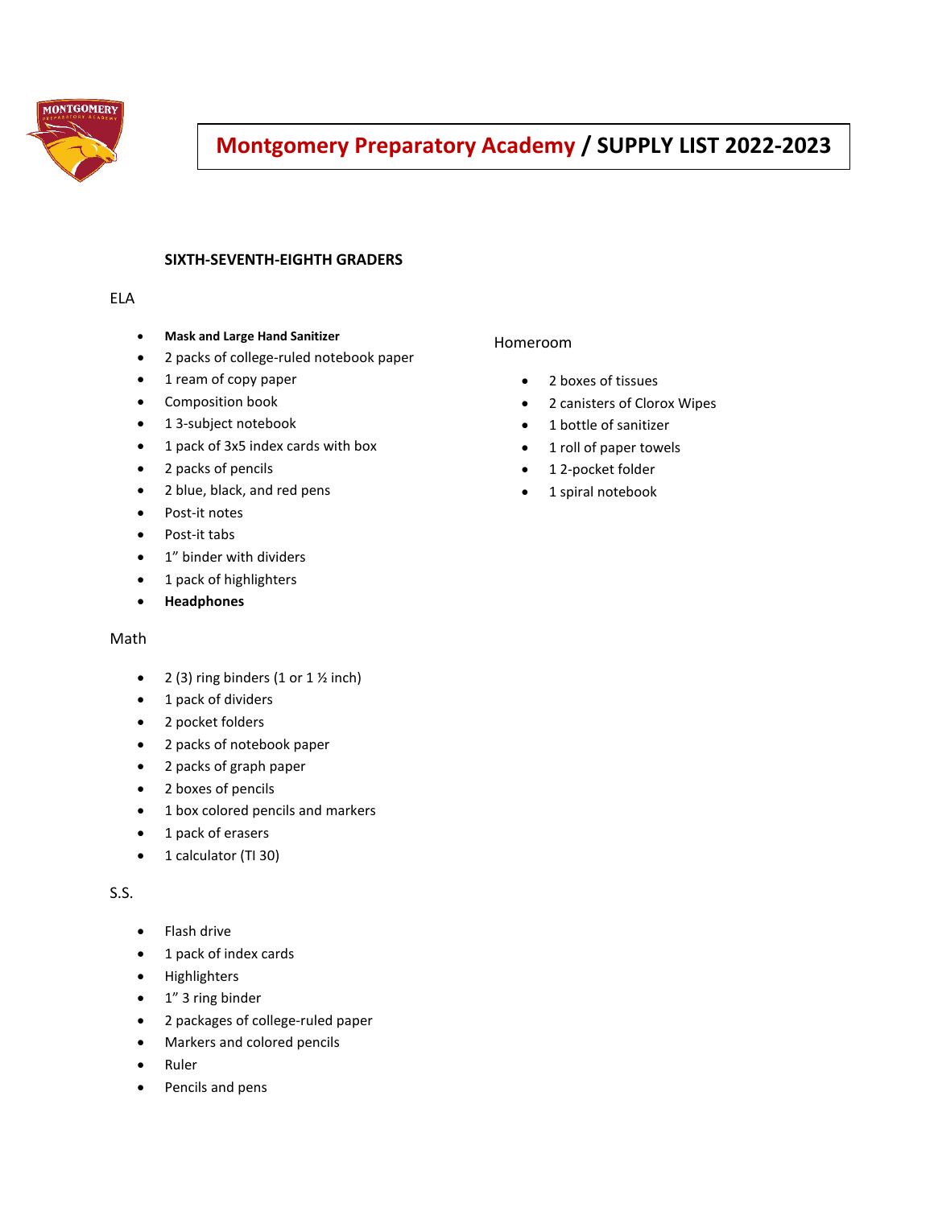# Montgomery Preparatory Academy / SUPPLY LIST 2022-2023

**SIXTH-SEVENTH-EIGHTH GRADERS**

ELA

- **Mask and Large Hand Sanitizer**
- 2 packs of college-ruled notebook paper
- 1 ream of copy paper
- Composition book
- 1 3-subject notebook
- 1 pack of 3x5 index cards with box
- 2 packs of pencils
- 2 blue, black, and red pens
- Post-it notes
- Post-it tabs
- 1" binder with dividers
- 1 pack of highlighters
- **Headphones**

Math

- 2 (3) ring binders (1 or 1 ½ inch)
- 1 pack of dividers
- 2 pocket folders
- 2 packs of notebook paper
- 2 packs of graph paper
- 2 boxes of pencils
- 1 box colored pencils and markers
- 1 pack of erasers
- 1 calculator (TI 30)

S.S.

- Flash drive
- 1 pack of index cards
- Highlighters
- 1" 3 ring binder
- 2 packages of college-ruled paper
- Markers and colored pencils
- Ruler
- Pencils and pens

Homeroom

- 2 boxes of tissues
- 2 canisters of Clorox Wipes
- 1 bottle of sanitizer
- 1 roll of paper towels
- 1 2-pocket folder
- 1 spiral notebook